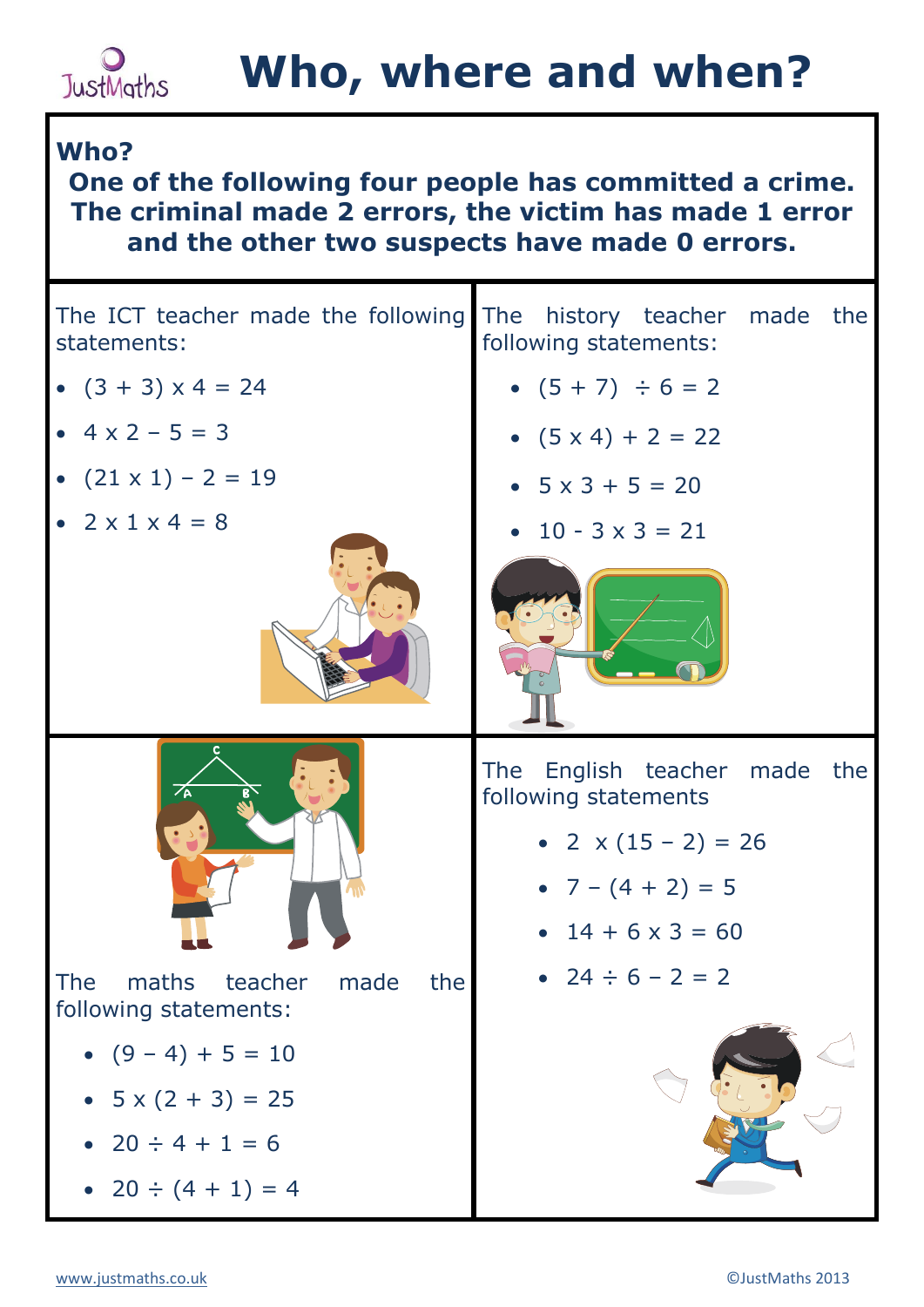# Who, where and when?

**Who?**

**One of the following four people has committed a crime. The criminal made 2 errors, the victim has made 1 error and the other two suspects have made 0 errors.**

The ICT teacher made the following statements:

- $(3 + 3) \times 4 = 24$
- $4 \times 2 - 5 = 3$
- $(21 \times 1) - 2 = 19$
- $2 \times 1 \times 4 = 8$

The history teacher made the following statements:

- $(5 + 7) \div 6 = 2$
- $(5 \times 4) + 2 = 22$
- $5 \times 3 + 5 = 20$
- $10 - 3 \times 3 = 21$

The maths teacher made the following statements:

- $(9 - 4) + 5 = 10$
- $5 \times (2 + 3) = 25$
- $20 \div 4 + 1 = 6$
- $20 \div (4 + 1) = 4$

The English teacher made the following statements

- $2 \times (15 - 2) = 26$
- $7 - (4 + 2) = 5$
- $14 + 6 \times 3 = 60$
- $24 \div 6 - 2 = 2$

www.justmaths.co.uk

©JustMaths 2013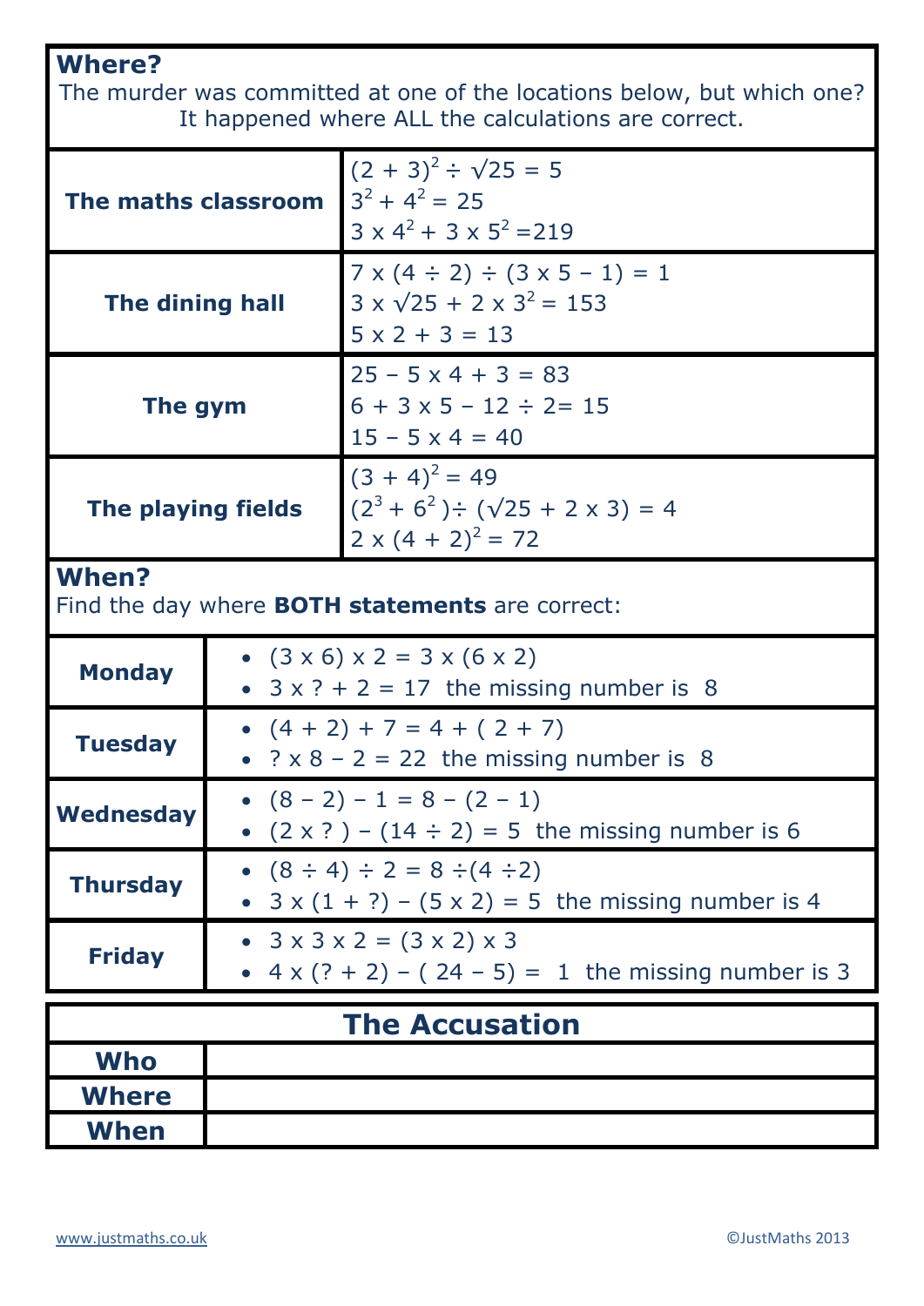## Where?

The murder was committed at one of the locations below, but which one? It happened where ALL the calculations are correct.

| | |
|---|---|
| **The maths classroom** | $(2 + 3)^2 \div \sqrt{25} = 5$<br>$3^2 + 4^2 = 25$<br>$3 \times 4^2 + 3 \times 5^2 = 219$ |
| **The dining hall** | $7 \times (4 \div 2) \div (3 \times 5 - 1) = 1$<br>$3 \times \sqrt{25} + 2 \times 3^2 = 153$<br>$5 \times 2 + 3 = 13$ |
| **The gym** | $25 - 5 \times 4 + 3 = 83$<br>$6 + 3 \times 5 - 12 \div 2 = 15$<br>$15 - 5 \times 4 = 40$ |
| **The playing fields** | $(3 + 4)^2 = 49$<br>$(2^3 + 6^2) \div (\sqrt{25} + 2 \times 3) = 4$<br>$2 \times (4 + 2)^2 = 72$ |

## When?

Find the day where **BOTH statements** are correct:

| | |
|---|---|
| **Monday** | • $(3 \times 6) \times 2 = 3 \times (6 \times 2)$<br>• $3 \times ? + 2 = 17$ the missing number is 8 |
| **Tuesday** | • $(4 + 2) + 7 = 4 + (2 + 7)$<br>• $? \times 8 - 2 = 22$ the missing number is 8 |
| **Wednesday** | • $(8 - 2) - 1 = 8 - (2 - 1)$<br>• $(2 \times ?) - (14 \div 2) = 5$ the missing number is 6 |
| **Thursday** | • $(8 \div 4) \div 2 = 8 \div (4 \div 2)$<br>• $3 \times (1 + ?) - (5 \times 2) = 5$ the missing number is 4 |
| **Friday** | • $3 \times 3 \times 2 = (3 \times 2) \times 3$<br>• $4 \times (? + 2) - (24 - 5) = 1$ the missing number is 3 |

## The Accusation

| | |
|---|---|
| **Who** | |
| **Where** | |
| **When** | |

www.justmaths.co.uk

©JustMaths 2013